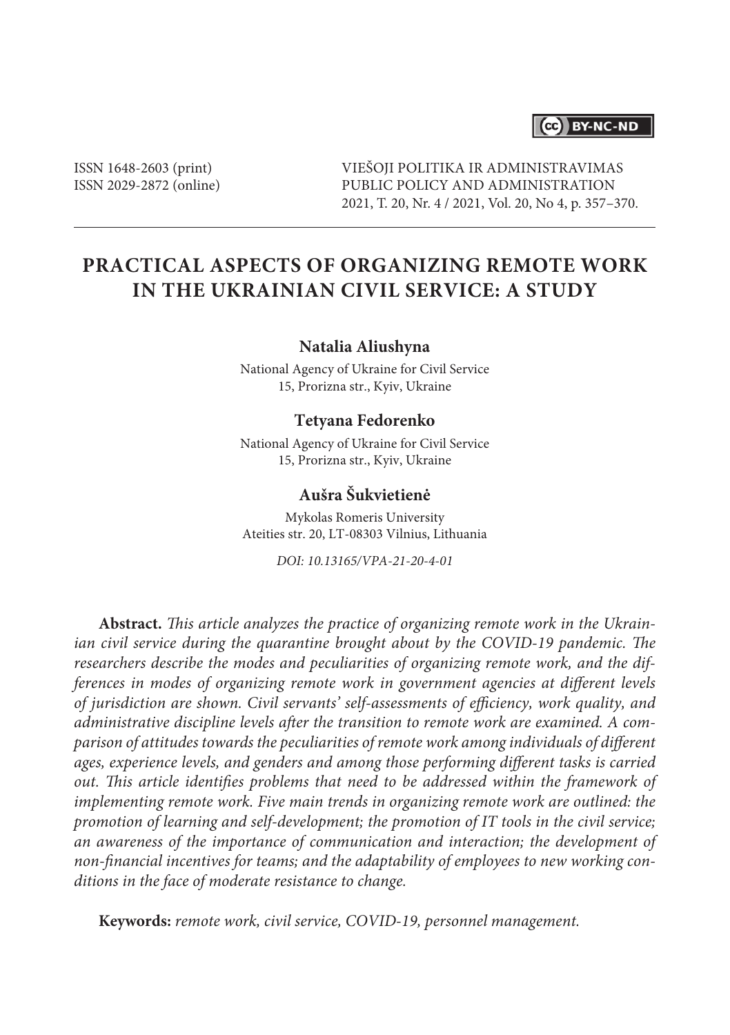ISSN 1648-2603 (print)
ISSN 2029-2872 (online)

VIEŠOJI POLITIKA IR ADMINISTRAVIMAS
PUBLIC POLICY AND ADMINISTRATION
2021, T. 20, Nr. 4 / 2021, Vol. 20, No 4, p. 357–370.

# PRACTICAL ASPECTS OF ORGANIZING REMOTE WORK IN THE UKRAINIAN CIVIL SERVICE: A STUDY

**Natalia Aliushyna**

National Agency of Ukraine for Civil Service
15, Prorizna str., Kyiv, Ukraine

**Tetyana Fedorenko**

National Agency of Ukraine for Civil Service
15, Prorizna str., Kyiv, Ukraine

**Aušra Šukvietienė**

Mykolas Romeris University
Ateities str. 20, LT-08303 Vilnius, Lithuania

*DOI: 10.13165/VPA-21-20-4-01*

**Abstract.** *This article analyzes the practice of organizing remote work in the Ukrainian civil service during the quarantine brought about by the COVID-19 pandemic. The researchers describe the modes and peculiarities of organizing remote work, and the differences in modes of organizing remote work in government agencies at different levels of jurisdiction are shown. Civil servants' self-assessments of efficiency, work quality, and administrative discipline levels after the transition to remote work are examined. A comparison of attitudes towards the peculiarities of remote work among individuals of different ages, experience levels, and genders and among those performing different tasks is carried out. This article identifies problems that need to be addressed within the framework of implementing remote work. Five main trends in organizing remote work are outlined: the promotion of learning and self-development; the promotion of IT tools in the civil service; an awareness of the importance of communication and interaction; the development of non-financial incentives for teams; and the adaptability of employees to new working conditions in the face of moderate resistance to change.*

**Keywords:** *remote work, civil service, COVID-19, personnel management.*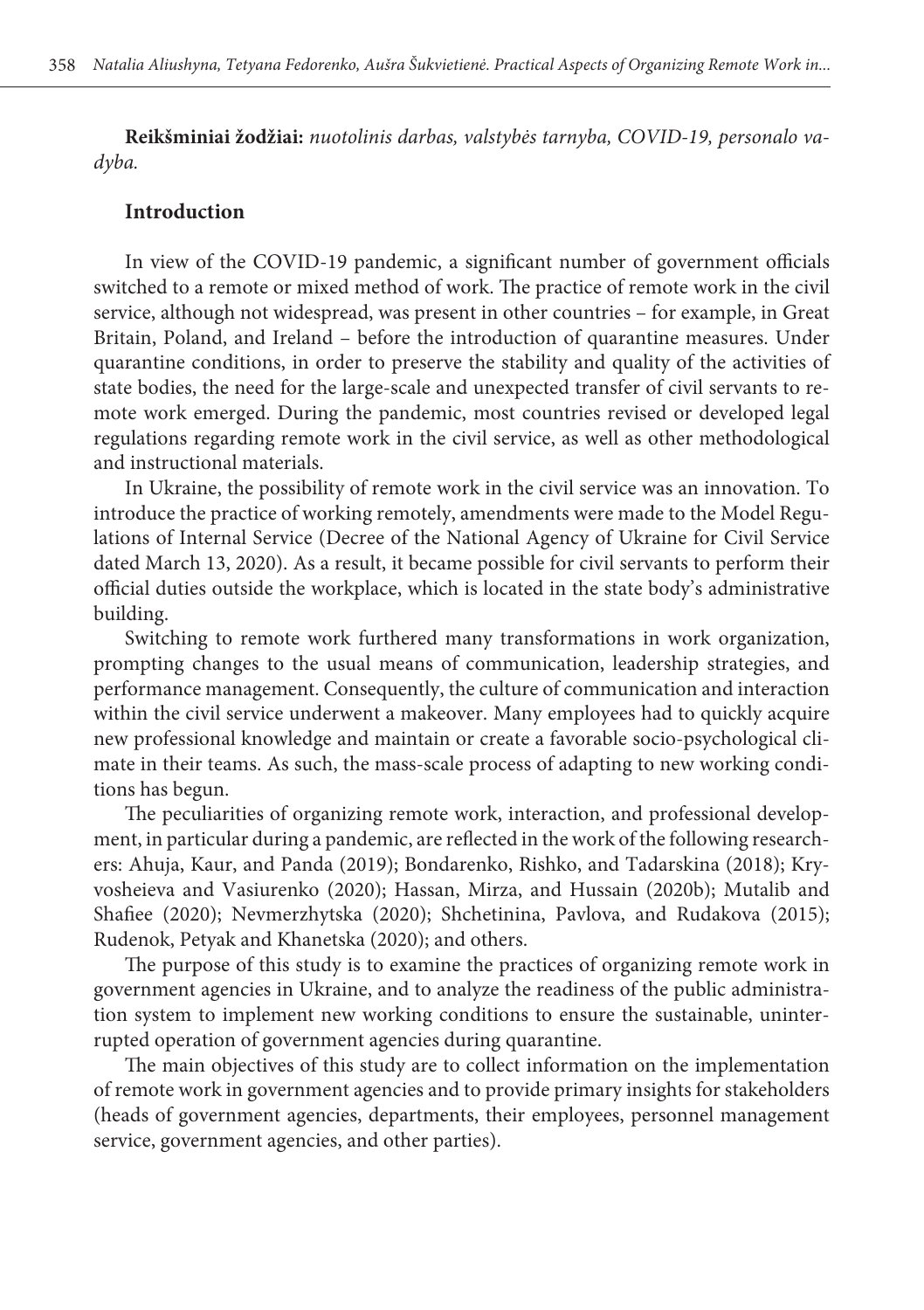**Reikšminiai žodžiai:** *nuotolinis darbas, valstybės tarnyba, COVID-19, personalo vadyba.*

## Introduction

In view of the COVID-19 pandemic, a significant number of government officials switched to a remote or mixed method of work. The practice of remote work in the civil service, although not widespread, was present in other countries – for example, in Great Britain, Poland, and Ireland – before the introduction of quarantine measures. Under quarantine conditions, in order to preserve the stability and quality of the activities of state bodies, the need for the large-scale and unexpected transfer of civil servants to remote work emerged. During the pandemic, most countries revised or developed legal regulations regarding remote work in the civil service, as well as other methodological and instructional materials.

In Ukraine, the possibility of remote work in the civil service was an innovation. To introduce the practice of working remotely, amendments were made to the Model Regulations of Internal Service (Decree of the National Agency of Ukraine for Civil Service dated March 13, 2020). As a result, it became possible for civil servants to perform their official duties outside the workplace, which is located in the state body's administrative building.

Switching to remote work furthered many transformations in work organization, prompting changes to the usual means of communication, leadership strategies, and performance management. Consequently, the culture of communication and interaction within the civil service underwent a makeover. Many employees had to quickly acquire new professional knowledge and maintain or create a favorable socio-psychological climate in their teams. As such, the mass-scale process of adapting to new working conditions has begun.

The peculiarities of organizing remote work, interaction, and professional development, in particular during a pandemic, are reflected in the work of the following researchers: Ahuja, Kaur, and Panda (2019); Bondarenko, Rishko, and Tadarskina (2018); Kryvosheieva and Vasiurenko (2020); Hassan, Mirza, and Hussain (2020b); Mutalib and Shafiee (2020); Nevmerzhytska (2020); Shchetinina, Pavlova, and Rudakova (2015); Rudenok, Petyak and Khanetska (2020); and others.

The purpose of this study is to examine the practices of organizing remote work in government agencies in Ukraine, and to analyze the readiness of the public administration system to implement new working conditions to ensure the sustainable, uninterrupted operation of government agencies during quarantine.

The main objectives of this study are to collect information on the implementation of remote work in government agencies and to provide primary insights for stakeholders (heads of government agencies, departments, their employees, personnel management service, government agencies, and other parties).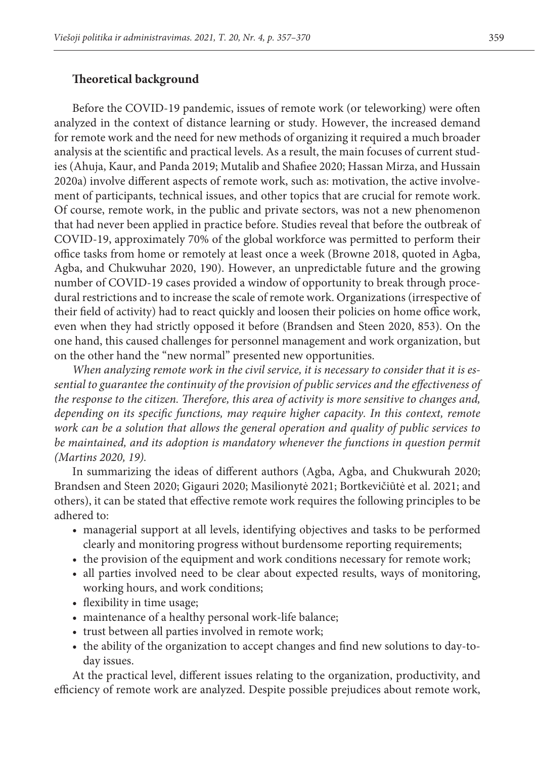## Theoretical background

Before the COVID-19 pandemic, issues of remote work (or teleworking) were often analyzed in the context of distance learning or study. However, the increased demand for remote work and the need for new methods of organizing it required a much broader analysis at the scientific and practical levels. As a result, the main focuses of current studies (Ahuja, Kaur, and Panda 2019; Mutalib and Shafiee 2020; Hassan Mirza, and Hussain 2020a) involve different aspects of remote work, such as: motivation, the active involvement of participants, technical issues, and other topics that are crucial for remote work. Of course, remote work, in the public and private sectors, was not a new phenomenon that had never been applied in practice before. Studies reveal that before the outbreak of COVID-19, approximately 70% of the global workforce was permitted to perform their office tasks from home or remotely at least once a week (Browne 2018, quoted in Agba, Agba, and Chukwuhar 2020, 190). However, an unpredictable future and the growing number of COVID-19 cases provided a window of opportunity to break through procedural restrictions and to increase the scale of remote work. Organizations (irrespective of their field of activity) had to react quickly and loosen their policies on home office work, even when they had strictly opposed it before (Brandsen and Steen 2020, 853). On the one hand, this caused challenges for personnel management and work organization, but on the other hand the "new normal" presented new opportunities.

*When analyzing remote work in the civil service, it is necessary to consider that it is essential to guarantee the continuity of the provision of public services and the effectiveness of the response to the citizen. Therefore, this area of activity is more sensitive to changes and, depending on its specific functions, may require higher capacity. In this context, remote work can be a solution that allows the general operation and quality of public services to be maintained, and its adoption is mandatory whenever the functions in question permit (Martins 2020, 19).*

In summarizing the ideas of different authors (Agba, Agba, and Chukwurah 2020; Brandsen and Steen 2020; Gigauri 2020; Masilionytė 2021; Bortkevičiūtė et al. 2021; and others), it can be stated that effective remote work requires the following principles to be adhered to:

- managerial support at all levels, identifying objectives and tasks to be performed clearly and monitoring progress without burdensome reporting requirements;
- the provision of the equipment and work conditions necessary for remote work;
- all parties involved need to be clear about expected results, ways of monitoring, working hours, and work conditions;
- flexibility in time usage;
- maintenance of a healthy personal work-life balance;
- trust between all parties involved in remote work;
- the ability of the organization to accept changes and find new solutions to day-to-day issues.

At the practical level, different issues relating to the organization, productivity, and efficiency of remote work are analyzed. Despite possible prejudices about remote work,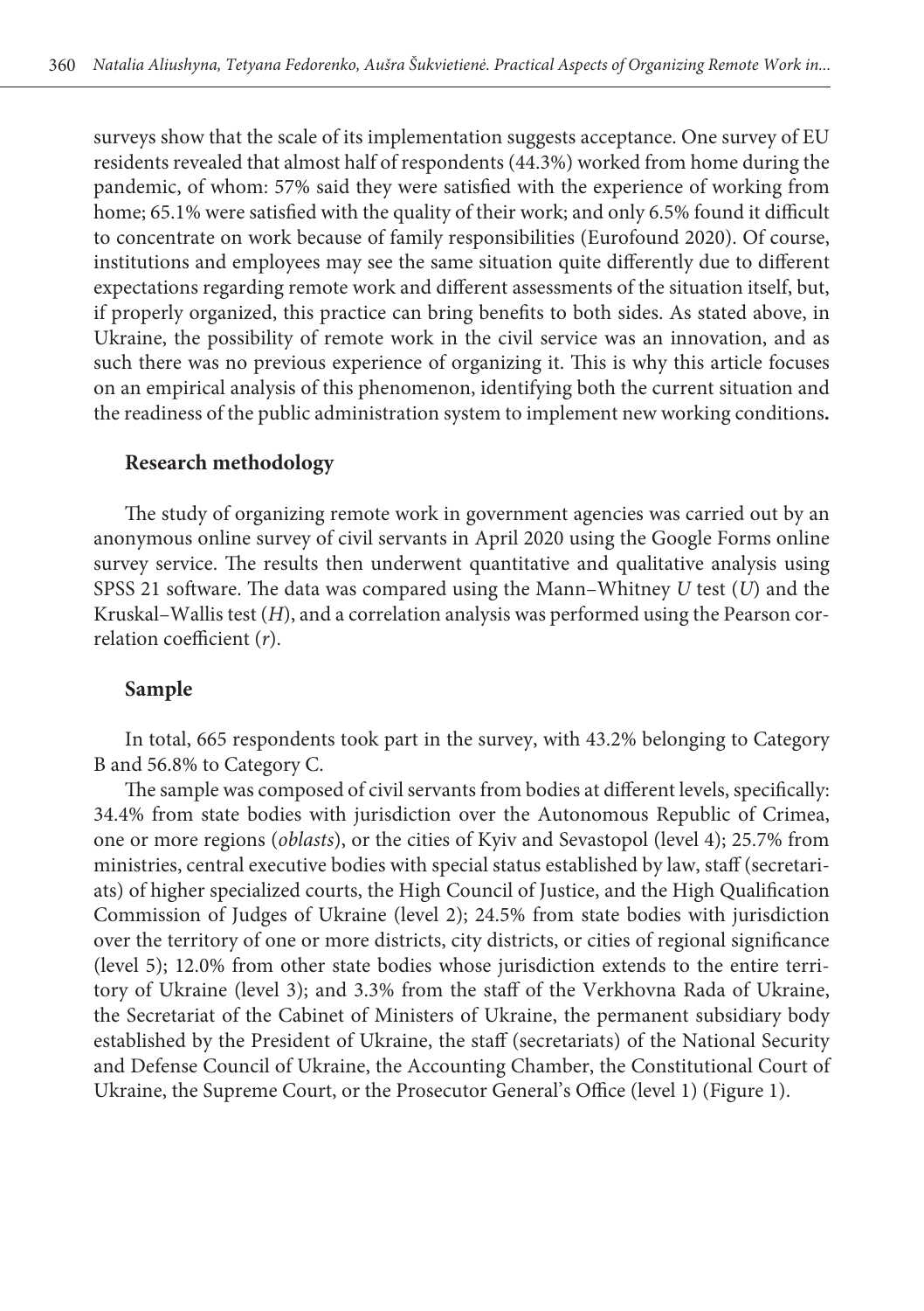surveys show that the scale of its implementation suggests acceptance. One survey of EU residents revealed that almost half of respondents (44.3%) worked from home during the pandemic, of whom: 57% said they were satisfied with the experience of working from home; 65.1% were satisfied with the quality of their work; and only 6.5% found it difficult to concentrate on work because of family responsibilities (Eurofound 2020). Of course, institutions and employees may see the same situation quite differently due to different expectations regarding remote work and different assessments of the situation itself, but, if properly organized, this practice can bring benefits to both sides. As stated above, in Ukraine, the possibility of remote work in the civil service was an innovation, and as such there was no previous experience of organizing it. This is why this article focuses on an empirical analysis of this phenomenon, identifying both the current situation and the readiness of the public administration system to implement new working conditions**.**

### Research methodology

The study of organizing remote work in government agencies was carried out by an anonymous online survey of civil servants in April 2020 using the Google Forms online survey service. The results then underwent quantitative and qualitative analysis using SPSS 21 software. The data was compared using the Mann–Whitney *U* test ($U$) and the Kruskal–Wallis test ($H$), and a correlation analysis was performed using the Pearson correlation coefficient ($r$).

### Sample

In total, 665 respondents took part in the survey, with 43.2% belonging to Category B and 56.8% to Category C.

The sample was composed of civil servants from bodies at different levels, specifically: 34.4% from state bodies with jurisdiction over the Autonomous Republic of Crimea, one or more regions (*oblasts*), or the cities of Kyiv and Sevastopol (level 4); 25.7% from ministries, central executive bodies with special status established by law, staff (secretariats) of higher specialized courts, the High Council of Justice, and the High Qualification Commission of Judges of Ukraine (level 2); 24.5% from state bodies with jurisdiction over the territory of one or more districts, city districts, or cities of regional significance (level 5); 12.0% from other state bodies whose jurisdiction extends to the entire territory of Ukraine (level 3); and 3.3% from the staff of the Verkhovna Rada of Ukraine, the Secretariat of the Cabinet of Ministers of Ukraine, the permanent subsidiary body established by the President of Ukraine, the staff (secretariats) of the National Security and Defense Council of Ukraine, the Accounting Chamber, the Constitutional Court of Ukraine, the Supreme Court, or the Prosecutor General's Office (level 1) (Figure 1).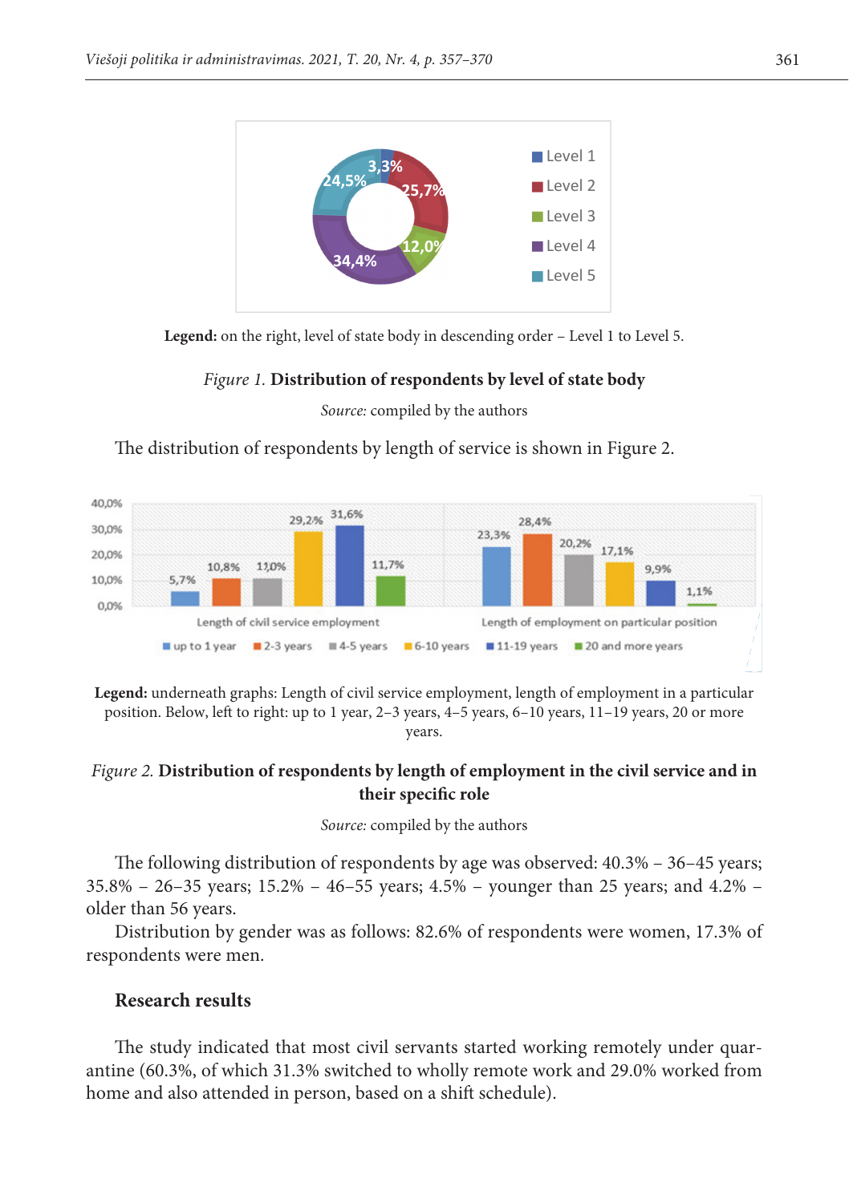**Legend:** on the right, level of state body in descending order – Level 1 to Level 5.

*Figure 1.* **Distribution of respondents by level of state body**

*Source:* compiled by the authors

The distribution of respondents by length of service is shown in Figure 2.

**Legend:** underneath graphs: Length of civil service employment, length of employment in a particular position. Below, left to right: up to 1 year, 2–3 years, 4–5 years, 6–10 years, 11–19 years, 20 or more years.

*Figure 2.* **Distribution of respondents by length of employment in the civil service and in their specific role**

*Source:* compiled by the authors

The following distribution of respondents by age was observed: 40.3% – 36–45 years; 35.8% – 26–35 years; 15.2% – 46–55 years; 4.5% – younger than 25 years; and 4.2% – older than 56 years.

Distribution by gender was as follows: 82.6% of respondents were women, 17.3% of respondents were men.

## Research results

The study indicated that most civil servants started working remotely under quarantine (60.3%, of which 31.3% switched to wholly remote work and 29.0% worked from home and also attended in person, based on a shift schedule).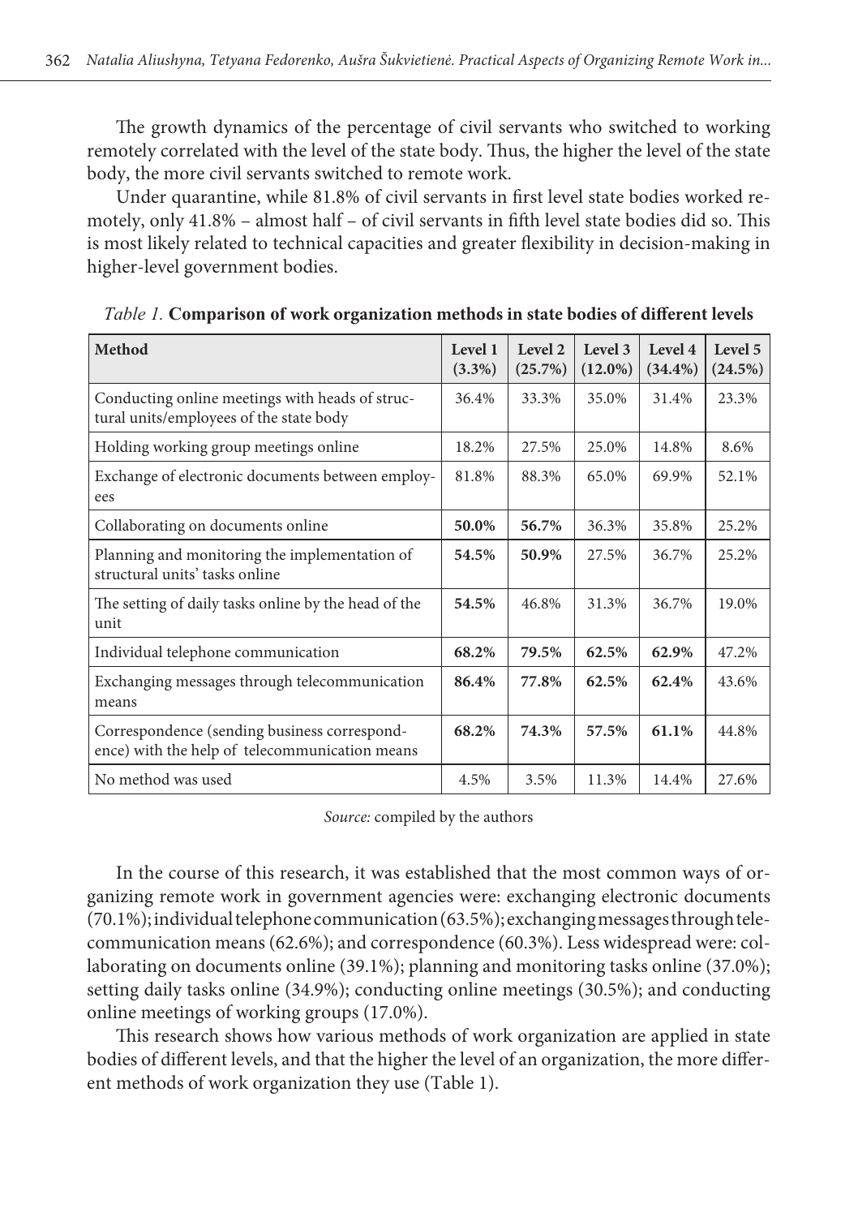The growth dynamics of the percentage of civil servants who switched to working remotely correlated with the level of the state body. Thus, the higher the level of the state body, the more civil servants switched to remote work.

Under quarantine, while 81.8% of civil servants in first level state bodies worked remotely, only 41.8% – almost half – of civil servants in fifth level state bodies did so. This is most likely related to technical capacities and greater flexibility in decision-making in higher-level government bodies.

*Table 1.* **Comparison of work organization methods in state bodies of different levels**

| Method | Level 1 (3.3%) | Level 2 (25.7%) | Level 3 (12.0%) | Level 4 (34.4%) | Level 5 (24.5%) |
|---|---|---|---|---|---|
| Conducting online meetings with heads of structural units/employees of the state body | 36.4% | 33.3% | 35.0% | 31.4% | 23.3% |
| Holding working group meetings online | 18.2% | 27.5% | 25.0% | 14.8% | 8.6% |
| Exchange of electronic documents between employees | 81.8% | 88.3% | 65.0% | 69.9% | 52.1% |
| Collaborating on documents online | **50.0%** | **56.7%** | 36.3% | 35.8% | 25.2% |
| Planning and monitoring the implementation of structural units' tasks online | **54.5%** | **50.9%** | 27.5% | 36.7% | 25.2% |
| The setting of daily tasks online by the head of the unit | **54.5%** | 46.8% | 31.3% | 36.7% | 19.0% |
| Individual telephone communication | **68.2%** | **79.5%** | **62.5%** | **62.9%** | 47.2% |
| Exchanging messages through telecommunication means | **86.4%** | **77.8%** | **62.5%** | **62.4%** | 43.6% |
| Correspondence (sending business correspondence) with the help of telecommunication means | **68.2%** | **74.3%** | **57.5%** | **61.1%** | 44.8% |
| No method was used | 4.5% | 3.5% | 11.3% | 14.4% | 27.6% |

*Source:* compiled by the authors

In the course of this research, it was established that the most common ways of organizing remote work in government agencies were: exchanging electronic documents (70.1%); individual telephone communication (63.5%); exchanging messages through telecommunication means (62.6%); and correspondence (60.3%). Less widespread were: collaborating on documents online (39.1%); planning and monitoring tasks online (37.0%); setting daily tasks online (34.9%); conducting online meetings (30.5%); and conducting online meetings of working groups (17.0%).

This research shows how various methods of work organization are applied in state bodies of different levels, and that the higher the level of an organization, the more different methods of work organization they use (Table 1).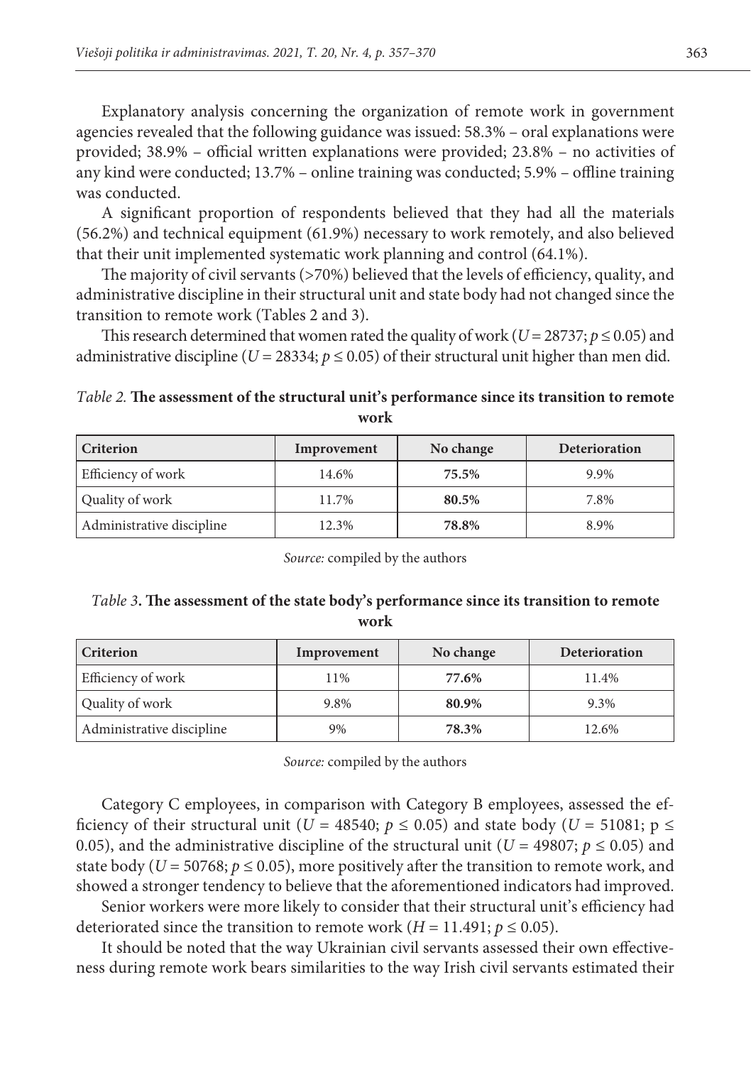Explanatory analysis concerning the organization of remote work in government agencies revealed that the following guidance was issued: 58.3% – oral explanations were provided; 38.9% – official written explanations were provided; 23.8% – no activities of any kind were conducted; 13.7% – online training was conducted; 5.9% – offline training was conducted.

A significant proportion of respondents believed that they had all the materials (56.2%) and technical equipment (61.9%) necessary to work remotely, and also believed that their unit implemented systematic work planning and control (64.1%).

The majority of civil servants (>70%) believed that the levels of efficiency, quality, and administrative discipline in their structural unit and state body had not changed since the transition to remote work (Tables 2 and 3).

This research determined that women rated the quality of work ($U = 28737$; $p \leq 0.05$) and administrative discipline ($U = 28334$; $p \leq 0.05$) of their structural unit higher than men did.

*Table 2.* **The assessment of the structural unit's performance since its transition to remote work**

| Criterion | Improvement | No change | Deterioration |
|---|---|---|---|
| Efficiency of work | 14.6% | **75.5%** | 9.9% |
| Quality of work | 11.7% | **80.5%** | 7.8% |
| Administrative discipline | 12.3% | **78.8%** | 8.9% |

*Source:* compiled by the authors

*Table 3*. **The assessment of the state body's performance since its transition to remote work**

| Criterion | Improvement | No change | Deterioration |
|---|---|---|---|
| Efficiency of work | 11% | **77.6%** | 11.4% |
| Quality of work | 9.8% | **80.9%** | 9.3% |
| Administrative discipline | 9% | **78.3%** | 12.6% |

*Source:* compiled by the authors

Category C employees, in comparison with Category B employees, assessed the efficiency of their structural unit ($U = 48540$; $p \leq 0.05$) and state body ($U = 51081$; $p \leq 0.05$), and the administrative discipline of the structural unit ($U = 49807$; $p \leq 0.05$) and state body ($U = 50768$; $p \leq 0.05$), more positively after the transition to remote work, and showed a stronger tendency to believe that the aforementioned indicators had improved.

Senior workers were more likely to consider that their structural unit's efficiency had deteriorated since the transition to remote work ($H = 11.491$; $p \leq 0.05$).

It should be noted that the way Ukrainian civil servants assessed their own effectiveness during remote work bears similarities to the way Irish civil servants estimated their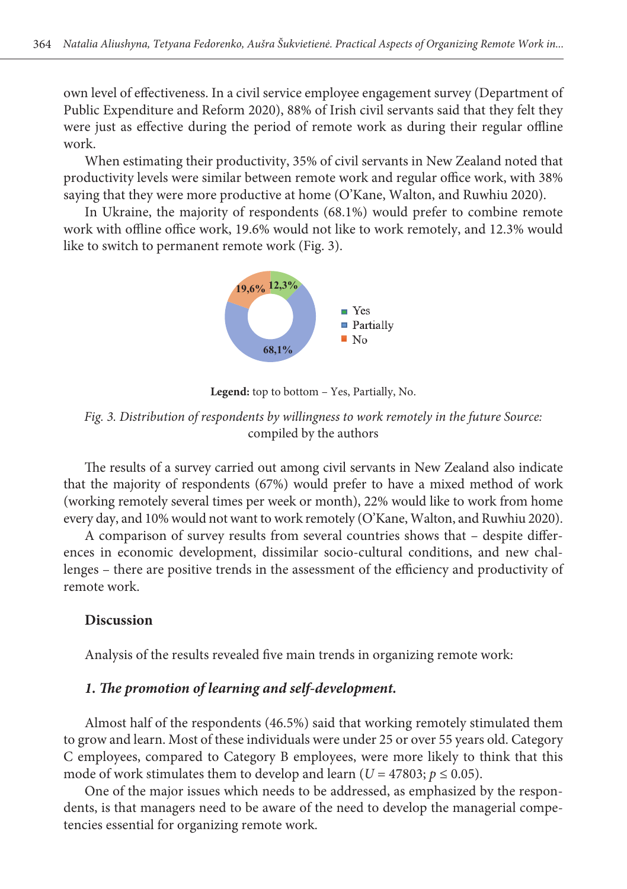own level of effectiveness. In a civil service employee engagement survey (Department of Public Expenditure and Reform 2020), 88% of Irish civil servants said that they felt they were just as effective during the period of remote work as during their regular offline work.

When estimating their productivity, 35% of civil servants in New Zealand noted that productivity levels were similar between remote work and regular office work, with 38% saying that they were more productive at home (O'Kane, Walton, and Ruwhiu 2020).

In Ukraine, the majority of respondents (68.1%) would prefer to combine remote work with offline office work, 19.6% would not like to work remotely, and 12.3% would like to switch to permanent remote work (Fig. 3).

19,6% 12,3% 68,1%

Yes
Partially
No

**Legend:** top to bottom – Yes, Partially, No.

*Fig. 3. Distribution of respondents by willingness to work remotely in the future Source:* compiled by the authors

The results of a survey carried out among civil servants in New Zealand also indicate that the majority of respondents (67%) would prefer to have a mixed method of work (working remotely several times per week or month), 22% would like to work from home every day, and 10% would not want to work remotely (O'Kane, Walton, and Ruwhiu 2020).

A comparison of survey results from several countries shows that – despite differences in economic development, dissimilar socio-cultural conditions, and new challenges – there are positive trends in the assessment of the efficiency and productivity of remote work.

## Discussion

Analysis of the results revealed five main trends in organizing remote work:

### *1. The promotion of learning and self-development.*

Almost half of the respondents (46.5%) said that working remotely stimulated them to grow and learn. Most of these individuals were under 25 or over 55 years old. Category C employees, compared to Category B employees, were more likely to think that this mode of work stimulates them to develop and learn ($U = 47803$; $p \leq 0.05$).

One of the major issues which needs to be addressed, as emphasized by the respondents, is that managers need to be aware of the need to develop the managerial competencies essential for organizing remote work.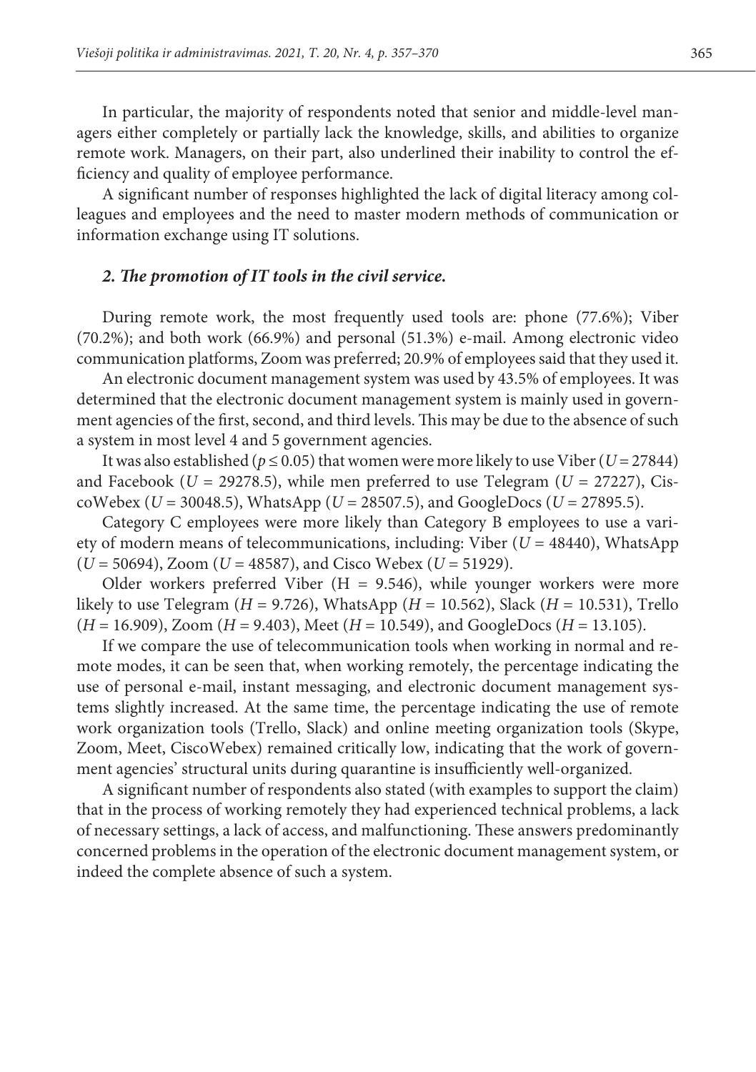In particular, the majority of respondents noted that senior and middle-level managers either completely or partially lack the knowledge, skills, and abilities to organize remote work. Managers, on their part, also underlined their inability to control the efficiency and quality of employee performance.

A significant number of responses highlighted the lack of digital literacy among colleagues and employees and the need to master modern methods of communication or information exchange using IT solutions.

### *2. The promotion of IT tools in the civil service.*

During remote work, the most frequently used tools are: phone (77.6%); Viber (70.2%); and both work (66.9%) and personal (51.3%) e-mail. Among electronic video communication platforms, Zoom was preferred; 20.9% of employees said that they used it.

An electronic document management system was used by 43.5% of employees. It was determined that the electronic document management system is mainly used in government agencies of the first, second, and third levels. This may be due to the absence of such a system in most level 4 and 5 government agencies.

It was also established ($p \leq 0.05$) that women were more likely to use Viber ($U = 27844$) and Facebook ($U = 29278.5$), while men preferred to use Telegram ($U = 27227$), CiscoWebex ($U = 30048.5$), WhatsApp ($U = 28507.5$), and GoogleDocs ($U = 27895.5$).

Category C employees were more likely than Category B employees to use a variety of modern means of telecommunications, including: Viber ($U = 48440$), WhatsApp ($U = 50694$), Zoom ($U = 48587$), and Cisco Webex ($U = 51929$).

Older workers preferred Viber ($H = 9.546$), while younger workers were more likely to use Telegram ($H = 9.726$), WhatsApp ($H = 10.562$), Slack ($H = 10.531$), Trello ($H = 16.909$), Zoom ($H = 9.403$), Meet ($H = 10.549$), and GoogleDocs ($H = 13.105$).

If we compare the use of telecommunication tools when working in normal and remote modes, it can be seen that, when working remotely, the percentage indicating the use of personal e-mail, instant messaging, and electronic document management systems slightly increased. At the same time, the percentage indicating the use of remote work organization tools (Trello, Slack) and online meeting organization tools (Skype, Zoom, Meet, CiscoWebex) remained critically low, indicating that the work of government agencies' structural units during quarantine is insufficiently well-organized.

A significant number of respondents also stated (with examples to support the claim) that in the process of working remotely they had experienced technical problems, a lack of necessary settings, a lack of access, and malfunctioning. These answers predominantly concerned problems in the operation of the electronic document management system, or indeed the complete absence of such a system.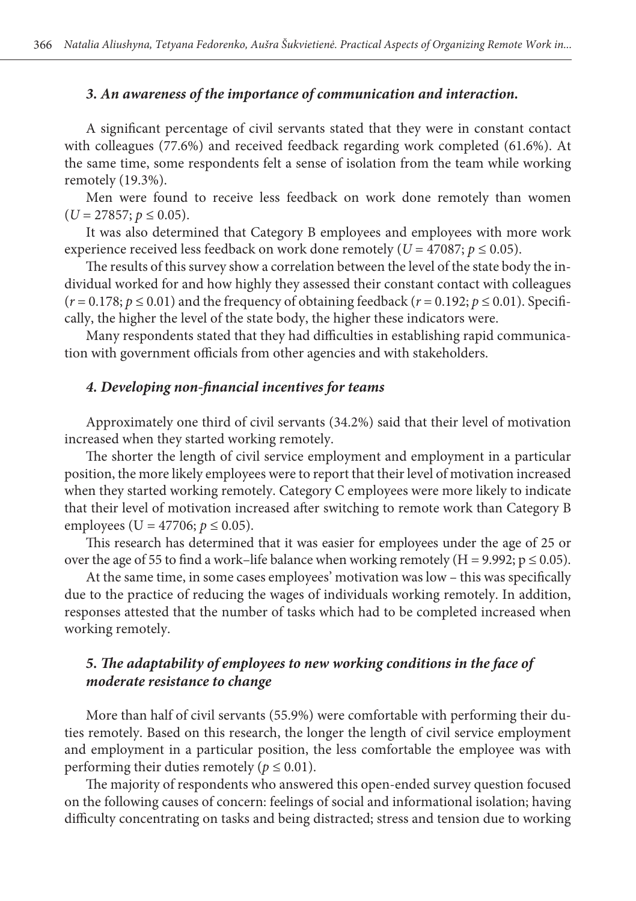### *3. An awareness of the importance of communication and interaction.*

A significant percentage of civil servants stated that they were in constant contact with colleagues (77.6%) and received feedback regarding work completed (61.6%). At the same time, some respondents felt a sense of isolation from the team while working remotely (19.3%).

Men were found to receive less feedback on work done remotely than women ($U = 27857$; $p \leq 0.05$).

It was also determined that Category B employees and employees with more work experience received less feedback on work done remotely ($U = 47087$; $p \leq 0.05$).

The results of this survey show a correlation between the level of the state body the individual worked for and how highly they assessed their constant contact with colleagues ($r = 0.178$; $p \leq 0.01$) and the frequency of obtaining feedback ($r = 0.192$; $p \leq 0.01$). Specifically, the higher the level of the state body, the higher these indicators were.

Many respondents stated that they had difficulties in establishing rapid communication with government officials from other agencies and with stakeholders.

### *4. Developing non-financial incentives for teams*

Approximately one third of civil servants (34.2%) said that their level of motivation increased when they started working remotely.

The shorter the length of civil service employment and employment in a particular position, the more likely employees were to report that their level of motivation increased when they started working remotely. Category C employees were more likely to indicate that their level of motivation increased after switching to remote work than Category B employees ($U = 47706$; $p \leq 0.05$).

This research has determined that it was easier for employees under the age of 25 or over the age of 55 to find a work–life balance when working remotely ($H = 9.992$; $p \leq 0.05$).

At the same time, in some cases employees' motivation was low – this was specifically due to the practice of reducing the wages of individuals working remotely. In addition, responses attested that the number of tasks which had to be completed increased when working remotely.

### *5. The adaptability of employees to new working conditions in the face of moderate resistance to change*

More than half of civil servants (55.9%) were comfortable with performing their duties remotely. Based on this research, the longer the length of civil service employment and employment in a particular position, the less comfortable the employee was with performing their duties remotely ($p \leq 0.01$).

The majority of respondents who answered this open-ended survey question focused on the following causes of concern: feelings of social and informational isolation; having difficulty concentrating on tasks and being distracted; stress and tension due to working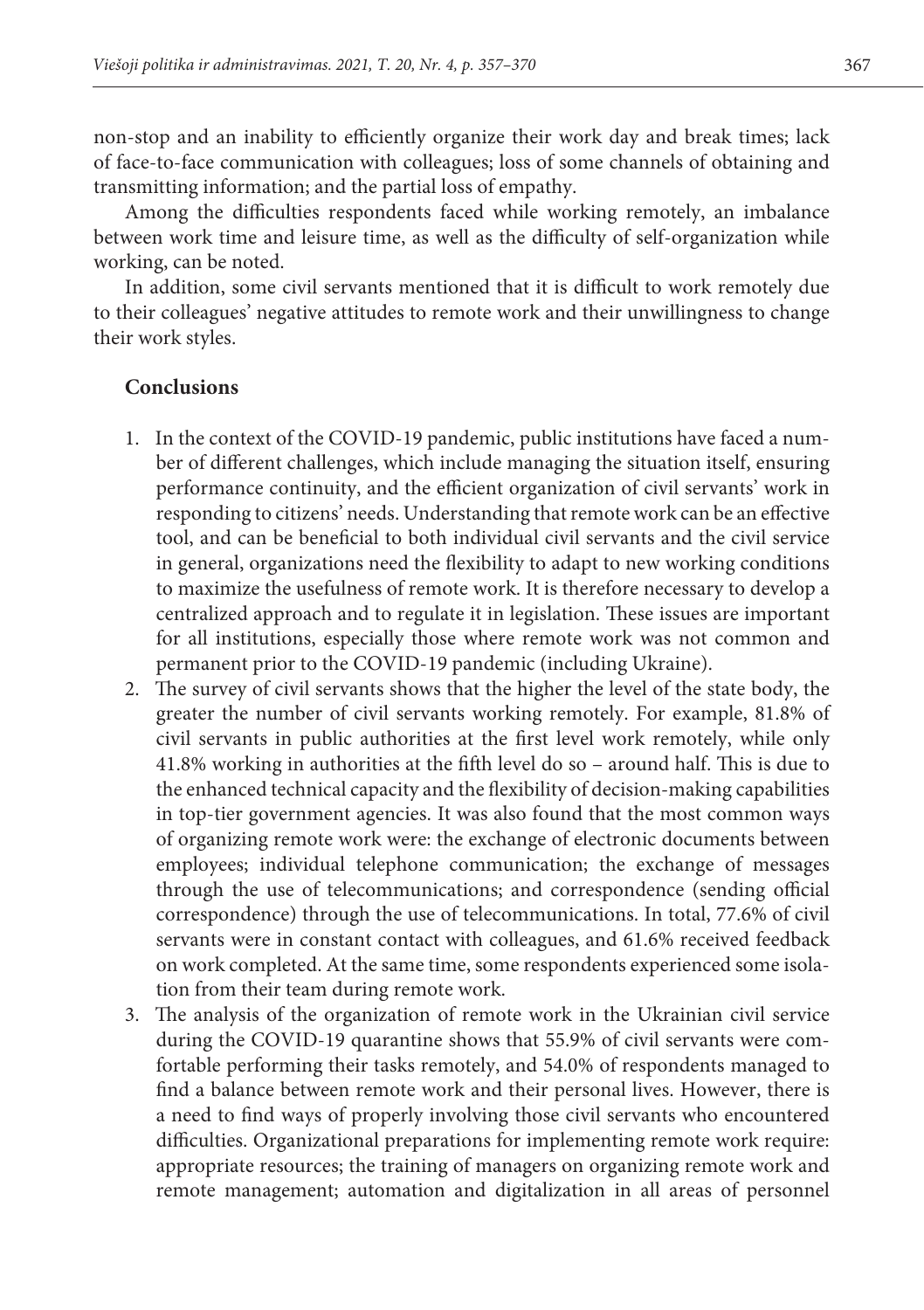non-stop and an inability to efficiently organize their work day and break times; lack of face-to-face communication with colleagues; loss of some channels of obtaining and transmitting information; and the partial loss of empathy.

Among the difficulties respondents faced while working remotely, an imbalance between work time and leisure time, as well as the difficulty of self-organization while working, can be noted.

In addition, some civil servants mentioned that it is difficult to work remotely due to their colleagues' negative attitudes to remote work and their unwillingness to change their work styles.

## Conclusions

1. In the context of the COVID-19 pandemic, public institutions have faced a number of different challenges, which include managing the situation itself, ensuring performance continuity, and the efficient organization of civil servants' work in responding to citizens' needs. Understanding that remote work can be an effective tool, and can be beneficial to both individual civil servants and the civil service in general, organizations need the flexibility to adapt to new working conditions to maximize the usefulness of remote work. It is therefore necessary to develop a centralized approach and to regulate it in legislation. These issues are important for all institutions, especially those where remote work was not common and permanent prior to the COVID-19 pandemic (including Ukraine).
2. The survey of civil servants shows that the higher the level of the state body, the greater the number of civil servants working remotely. For example, 81.8% of civil servants in public authorities at the first level work remotely, while only 41.8% working in authorities at the fifth level do so – around half. This is due to the enhanced technical capacity and the flexibility of decision-making capabilities in top-tier government agencies. It was also found that the most common ways of organizing remote work were: the exchange of electronic documents between employees; individual telephone communication; the exchange of messages through the use of telecommunications; and correspondence (sending official correspondence) through the use of telecommunications. In total, 77.6% of civil servants were in constant contact with colleagues, and 61.6% received feedback on work completed. At the same time, some respondents experienced some isolation from their team during remote work.
3. The analysis of the organization of remote work in the Ukrainian civil service during the COVID-19 quarantine shows that 55.9% of civil servants were comfortable performing their tasks remotely, and 54.0% of respondents managed to find a balance between remote work and their personal lives. However, there is a need to find ways of properly involving those civil servants who encountered difficulties. Organizational preparations for implementing remote work require: appropriate resources; the training of managers on organizing remote work and remote management; automation and digitalization in all areas of personnel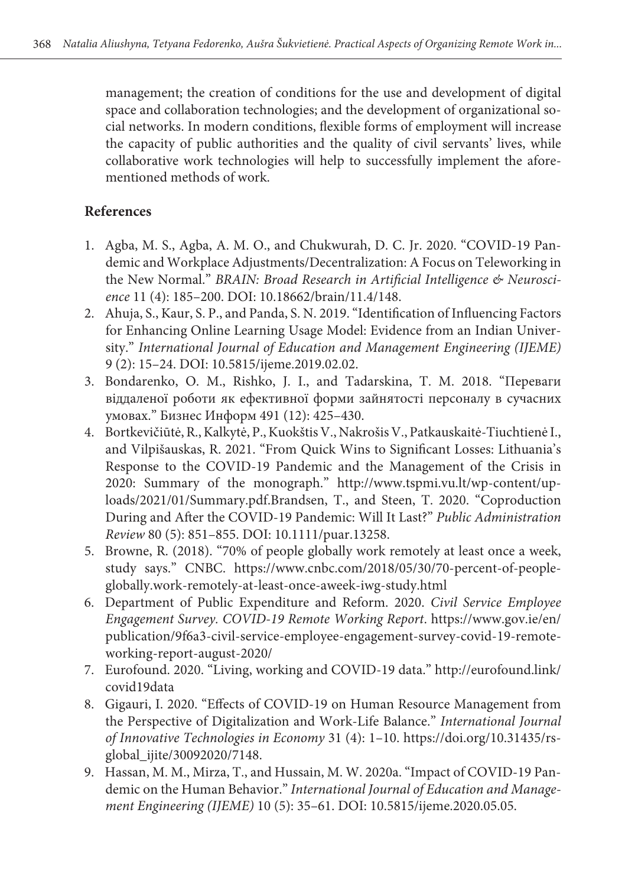management; the creation of conditions for the use and development of digital space and collaboration technologies; and the development of organizational social networks. In modern conditions, flexible forms of employment will increase the capacity of public authorities and the quality of civil servants' lives, while collaborative work technologies will help to successfully implement the aforementioned methods of work.

## References

1. Agba, M. S., Agba, A. M. O., and Chukwurah, D. C. Jr. 2020. "COVID-19 Pandemic and Workplace Adjustments/Decentralization: A Focus on Teleworking in the New Normal." *BRAIN: Broad Research in Artificial Intelligence & Neuroscience* 11 (4): 185–200. DOI: 10.18662/brain/11.4/148.
2. Ahuja, S., Kaur, S. P., and Panda, S. N. 2019. "Identification of Influencing Factors for Enhancing Online Learning Usage Model: Evidence from an Indian University." *International Journal of Education and Management Engineering (IJEME)* 9 (2): 15–24. DOI: 10.5815/ijeme.2019.02.02.
3. Bondarenko, O. M., Rishko, J. I., and Tadarskina, T. M. 2018. "Переваги віддаленої роботи як ефективної форми зайнятості персоналу в сучасних умовах." Бизнес Информ 491 (12): 425–430.
4. Bortkevičiūtė, R., Kalkytė, P., Kuokštis V., Nakrošis V., Patkauskaitė-Tiuchtienė I., and Vilpišauskas, R. 2021. "From Quick Wins to Significant Losses: Lithuania's Response to the COVID-19 Pandemic and the Management of the Crisis in 2020: Summary of the monograph." http://www.tspmi.vu.lt/wp-content/uploads/2021/01/Summary.pdf.Brandsen, T., and Steen, T. 2020. "Coproduction During and After the COVID-19 Pandemic: Will It Last?" *Public Administration Review* 80 (5): 851–855. DOI: 10.1111/puar.13258.
5. Browne, R. (2018). "70% of people globally work remotely at least once a week, study says." CNBC. https://www.cnbc.com/2018/05/30/70-percent-of-people-globally.work-remotely-at-least-once-aweek-iwg-study.html
6. Department of Public Expenditure and Reform. 2020. *Civil Service Employee Engagement Survey. COVID-19 Remote Working Report*. https://www.gov.ie/en/publication/9f6a3-civil-service-employee-engagement-survey-covid-19-remote-working-report-august-2020/
7. Eurofound. 2020. "Living, working and COVID-19 data." http://eurofound.link/covid19data
8. Gigauri, I. 2020. "Effects of COVID-19 on Human Resource Management from the Perspective of Digitalization and Work-Life Balance." *International Journal of Innovative Technologies in Economy* 31 (4): 1–10. https://doi.org/10.31435/rsglobal_ijite/30092020/7148.
9. Hassan, M. M., Mirza, T., and Hussain, M. W. 2020a. "Impact of COVID-19 Pandemic on the Human Behavior." *International Journal of Education and Management Engineering (IJEME)* 10 (5): 35–61. DOI: 10.5815/ijeme.2020.05.05.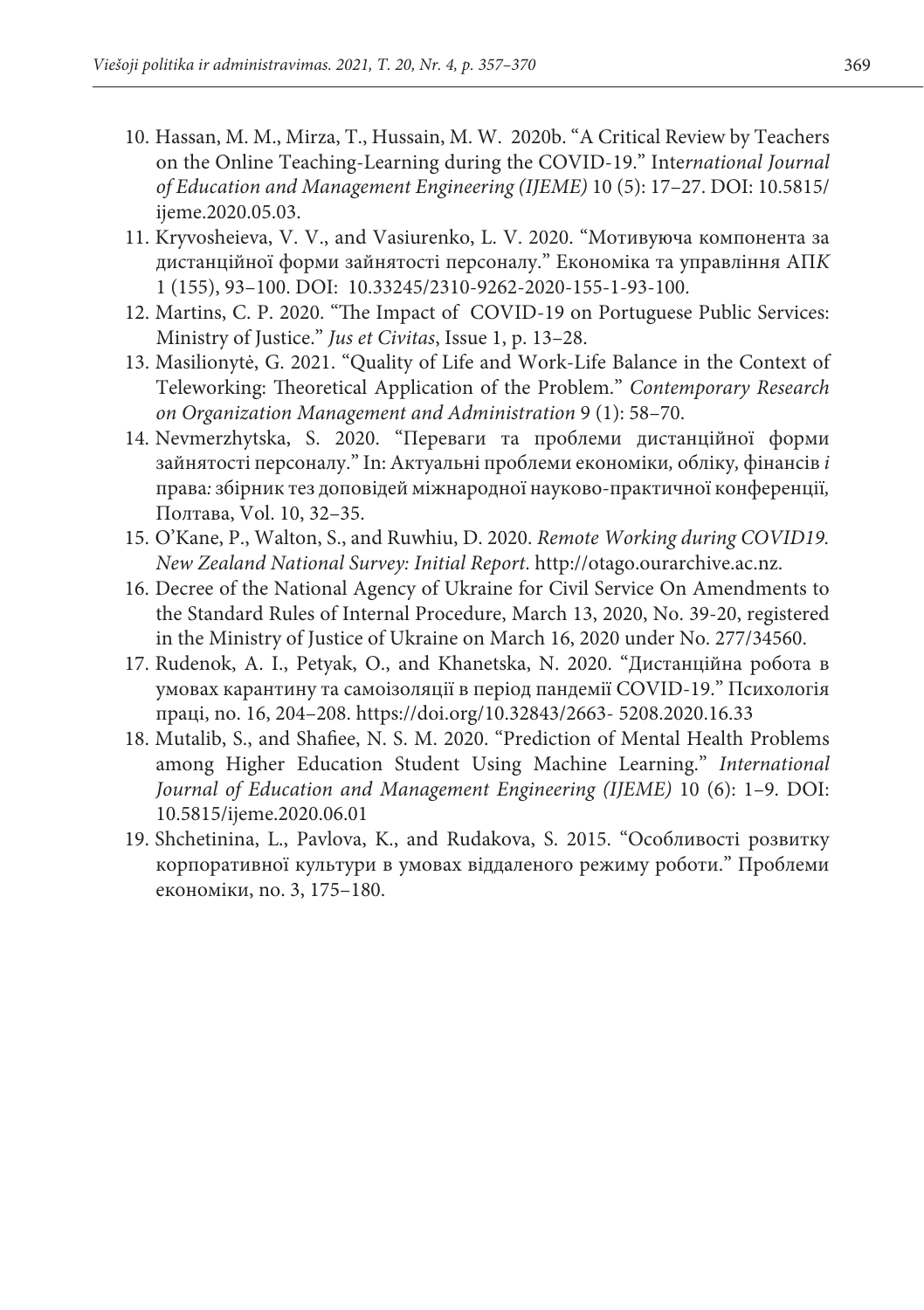10. Hassan, M. M., Mirza, T., Hussain, M. W. 2020b. "A Critical Review by Teachers on the Online Teaching-Learning during the COVID-19." *International Journal of Education and Management Engineering (IJEME)* 10 (5): 17–27. DOI: 10.5815/ijeme.2020.05.03.
11. Kryvosheieva, V. V., and Vasiurenko, L. V. 2020. "Мотивуюча компонента за дистанційної форми зайнятості персоналу." Економіка та управління АПК 1 (155), 93–100. DOI: 10.33245/2310-9262-2020-155-1-93-100.
12. Martins, C. P. 2020. "The Impact of COVID-19 on Portuguese Public Services: Ministry of Justice." *Jus et Civitas*, Issue 1, p. 13–28.
13. Masilionytė, G. 2021. "Quality of Life and Work-Life Balance in the Context of Teleworking: Theoretical Application of the Problem." *Contemporary Research on Organization Management and Administration* 9 (1): 58–70.
14. Nevmerzhytska, S. 2020. "Переваги та проблеми дистанційної форми зайнятості персоналу." In: Актуальні проблеми економіки*,* обліку*,* фінансів *і* права*:* збірник тез доповідей міжнародної науково-практичної конференції*,* Полтава, Vol. 10, 32–35.
15. O'Kane, P., Walton, S., and Ruwhiu, D. 2020. *Remote Working during COVID19. New Zealand National Survey: Initial Report*. http://otago.ourarchive.ac.nz.
16. Decree of the National Agency of Ukraine for Civil Service On Amendments to the Standard Rules of Internal Procedure, March 13, 2020, No. 39-20, registered in the Ministry of Justice of Ukraine on March 16, 2020 under No. 277/34560.
17. Rudenok, A. I., Petyak, O., and Khanetska, N. 2020. "Дистанційна робота в умовах карантину та самоізоляції в період пандемії COVID-19." Психологія праці, no. 16, 204–208. https://doi.org/10.32843/2663- 5208.2020.16.33
18. Mutalib, S., and Shafiee, N. S. M. 2020. "Prediction of Mental Health Problems among Higher Education Student Using Machine Learning." *International Journal of Education and Management Engineering (IJEME)* 10 (6): 1–9. DOI: 10.5815/ijeme.2020.06.01
19. Shchetinina, L., Pavlova, K., and Rudakova, S. 2015. "Особливості розвитку корпоративної культури в умовах віддаленого режиму роботи." Проблеми економіки, no. 3, 175–180.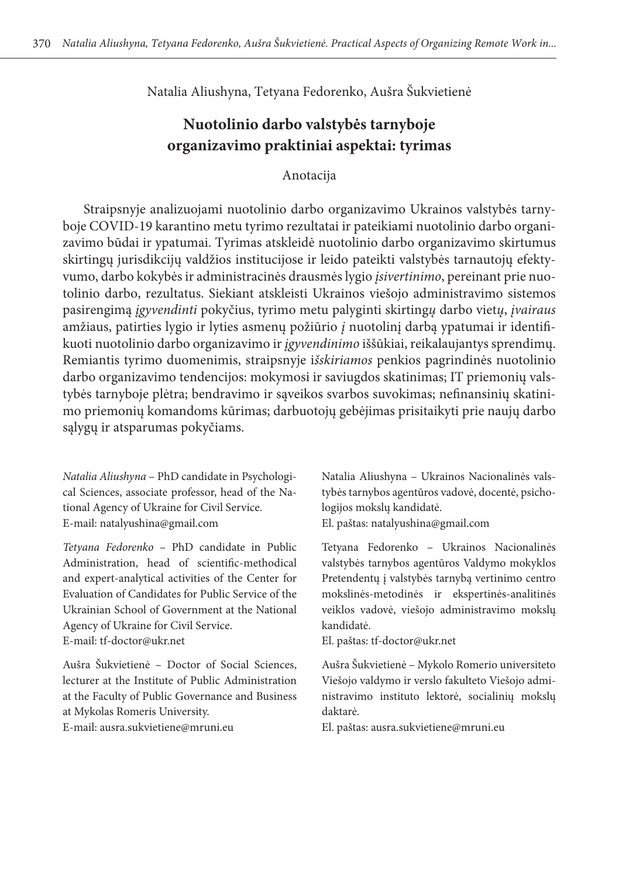Natalia Aliushyna, Tetyana Fedorenko, Aušra Šukvietienė

## Nuotolinio darbo valstybės tarnyboje organizavimo praktiniai aspektai: tyrimas

Anotacija

Straipsnyje analizuojami nuotolinio darbo organizavimo Ukrainos valstybės tarnyboje COVID-19 karantino metu tyrimo rezultatai ir pateikiami nuotolinio darbo organizavimo būdai ir ypatumai. Tyrimas atskleidė nuotolinio darbo organizavimo skirtumus skirtingų jurisdikcijų valdžios institucijose ir leido pateikti valstybės tarnautojų efektyvumo, darbo kokybės ir administracinės drausmės lygio *įsivertinimo*, pereinant prie nuotolinio darbo, rezultatus. Siekiant atskleisti Ukrainos viešojo administravimo sistemos pasirengimą *įgyvendinti* pokyčius, tyrimo metu palyginti skirting*ų* darbo viet*ų*, *įvairaus* amžiaus, patirties lygio ir lyties asmenų požiūrio *į* nuotolinį darbą ypatumai ir identifikuoti nuotolinio darbo organizavimo ir *įgyvendinimo* iššūkiai, reikalaujantys sprendimų. Remiantis tyrimo duomenimis, straipsnyje i*šskiriamos* penkios pagrindinės nuotolinio darbo organizavimo tendencijos: mokymosi ir saviugdos skatinimas; IT priemonių valstybės tarnyboje plėtra; bendravimo ir sąveikos svarbos suvokimas; nefinansinių skatinimo priemonių komandoms kūrimas; darbuotojų gebėjimas prisitaikyti prie naujų darbo sąlygų ir atsparumas pokyčiams.

*Natalia Aliushyna* – PhD candidate in Psychological Sciences, associate professor, head of the National Agency of Ukraine for Civil Service.
E-mail: natalyushina@gmail.com

*Tetyana Fedorenko* – PhD candidate in Public Administration, head of scientific-methodical and expert-analytical activities of the Center for Evaluation of Candidates for Public Service of the Ukrainian School of Government at the National Agency of Ukraine for Civil Service.
E-mail: tf-doctor@ukr.net

Aušra Šukvietienė – Doctor of Social Sciences, lecturer at the Institute of Public Administration at the Faculty of Public Governance and Business at Mykolas Romeris University.
E-mail: ausra.sukvietiene@mruni.eu

Natalia Aliushyna – Ukrainos Nacionalinės valstybės tarnybos agentūros vadovė, docentė, psichologijos mokslų kandidatė.
El. paštas: natalyushina@gmail.com

Tetyana Fedorenko – Ukrainos Nacionalinės valstybės tarnybos agentūros Valdymo mokyklos Pretendentų į valstybės tarnybą vertinimo centro mokslinės-metodinės ir ekspertinės-analitinės veiklos vadovė, viešojo administravimo mokslų kandidatė.
El. paštas: tf-doctor@ukr.net

Aušra Šukvietienė – Mykolo Romerio universiteto Viešojo valdymo ir verslo fakulteto Viešojo administravimo instituto lektorė, socialinių mokslų daktarė.
El. paštas: ausra.sukvietiene@mruni.eu